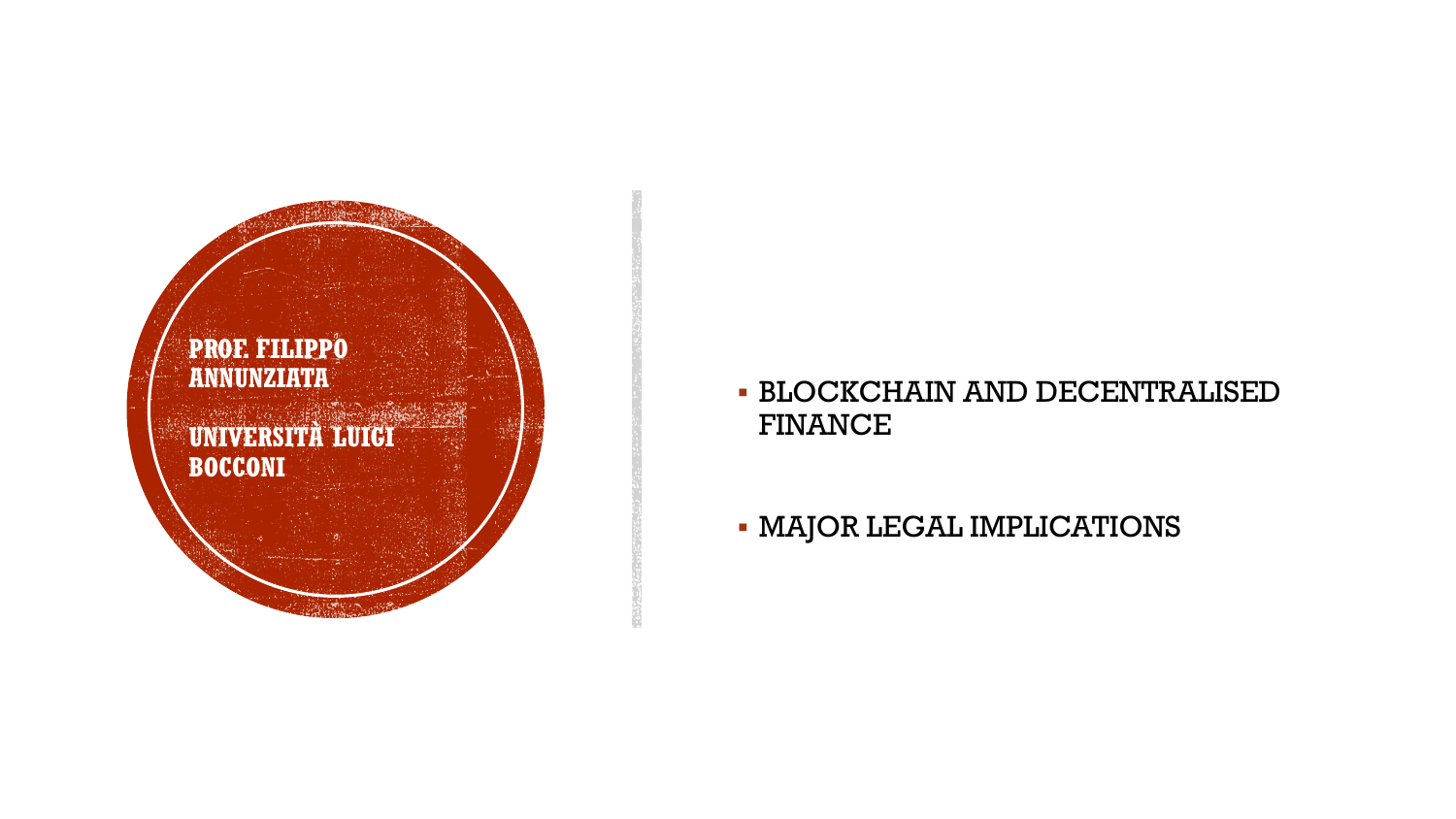**PROF. FILIPPO ANNUNZIATA**

**UNIVERSITÀ LUIGI BOCCONI**

- BLOCKCHAIN AND DECENTRALISED FINANCE
- MAJOR LEGAL IMPLICATIONS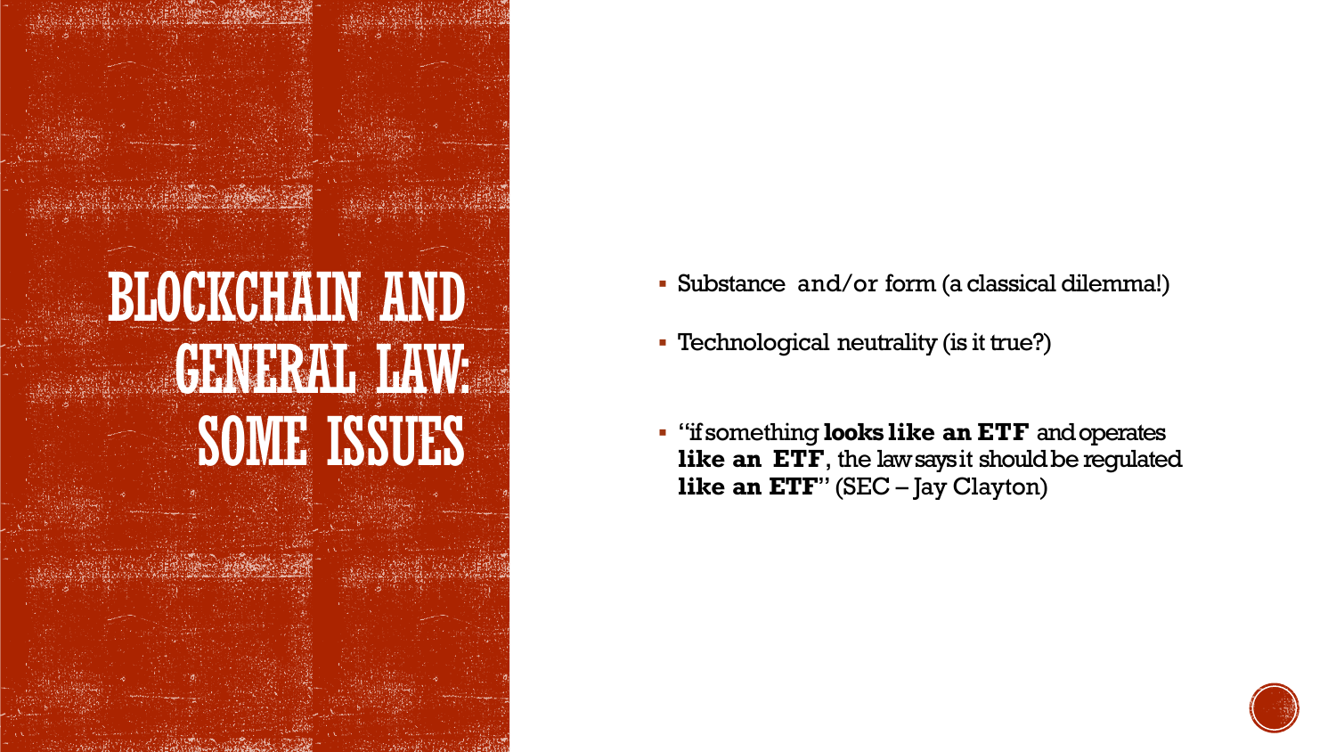# BLOCKCHAIN AND GENERAL LAW: SOME ISSUES

- Substance and/or form (a classical dilemma!)
- Technological neutrality (is it true?)
- "if something **looks like an ETF** and operates **like an ETF**, the law says it should be regulated **like an ETF**" (SEC – Jay Clayton)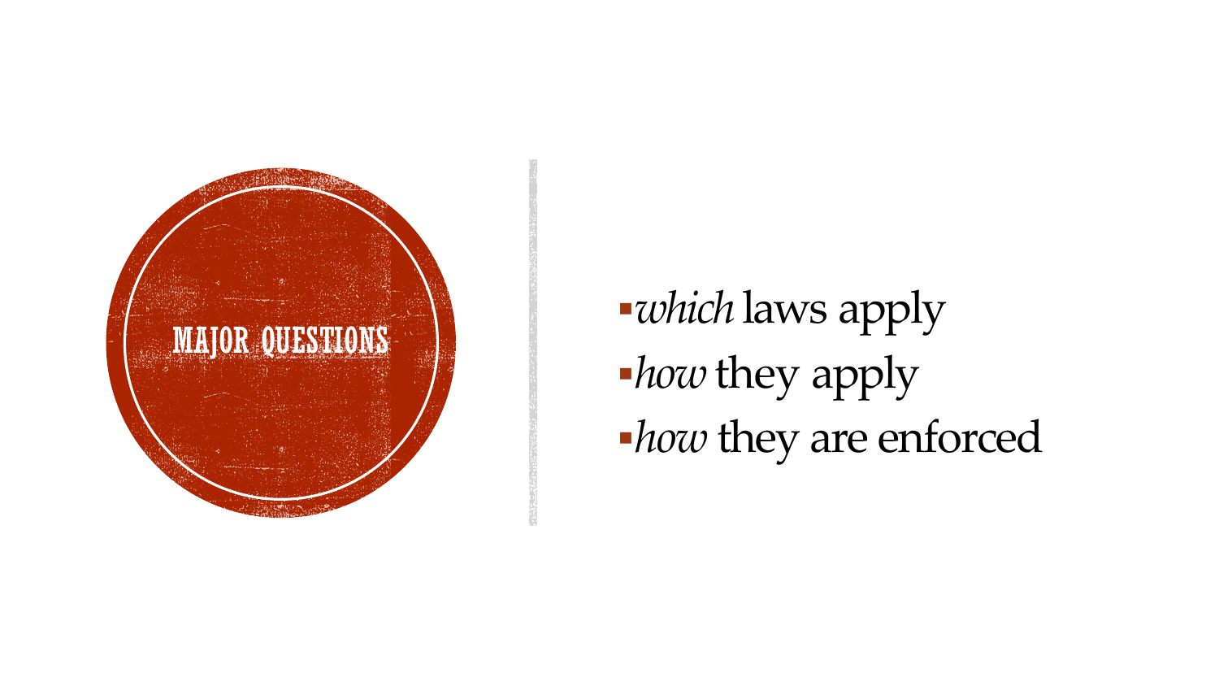# MAJOR QUESTIONS

- *which* laws apply
- *how* they apply
- *how* they are enforced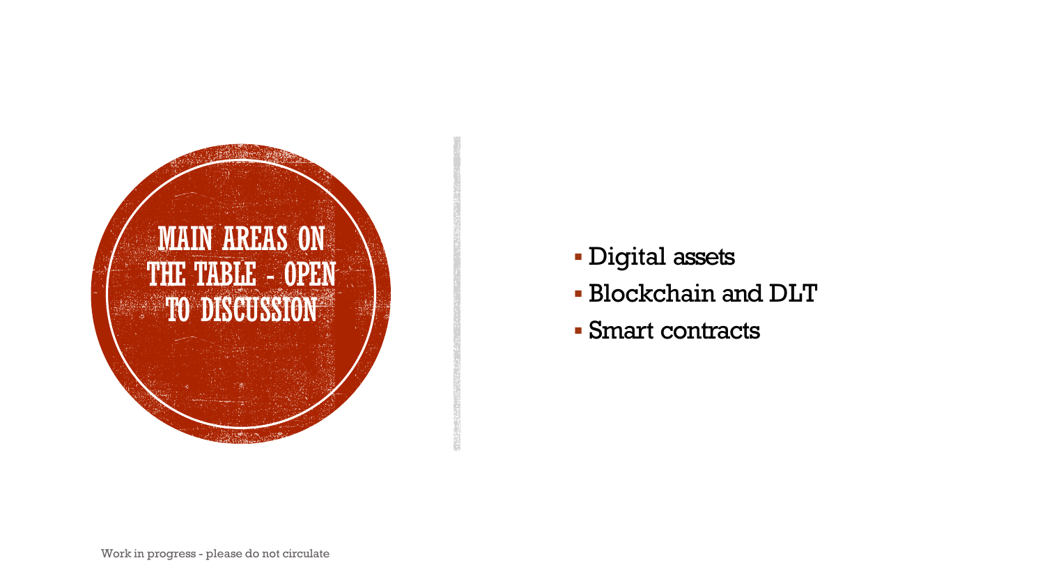# MAIN AREAS ON THE TABLE - OPEN TO DISCUSSION

- Digital assets
- Blockchain and DLT
- Smart contracts

Work in progress - please do not circulate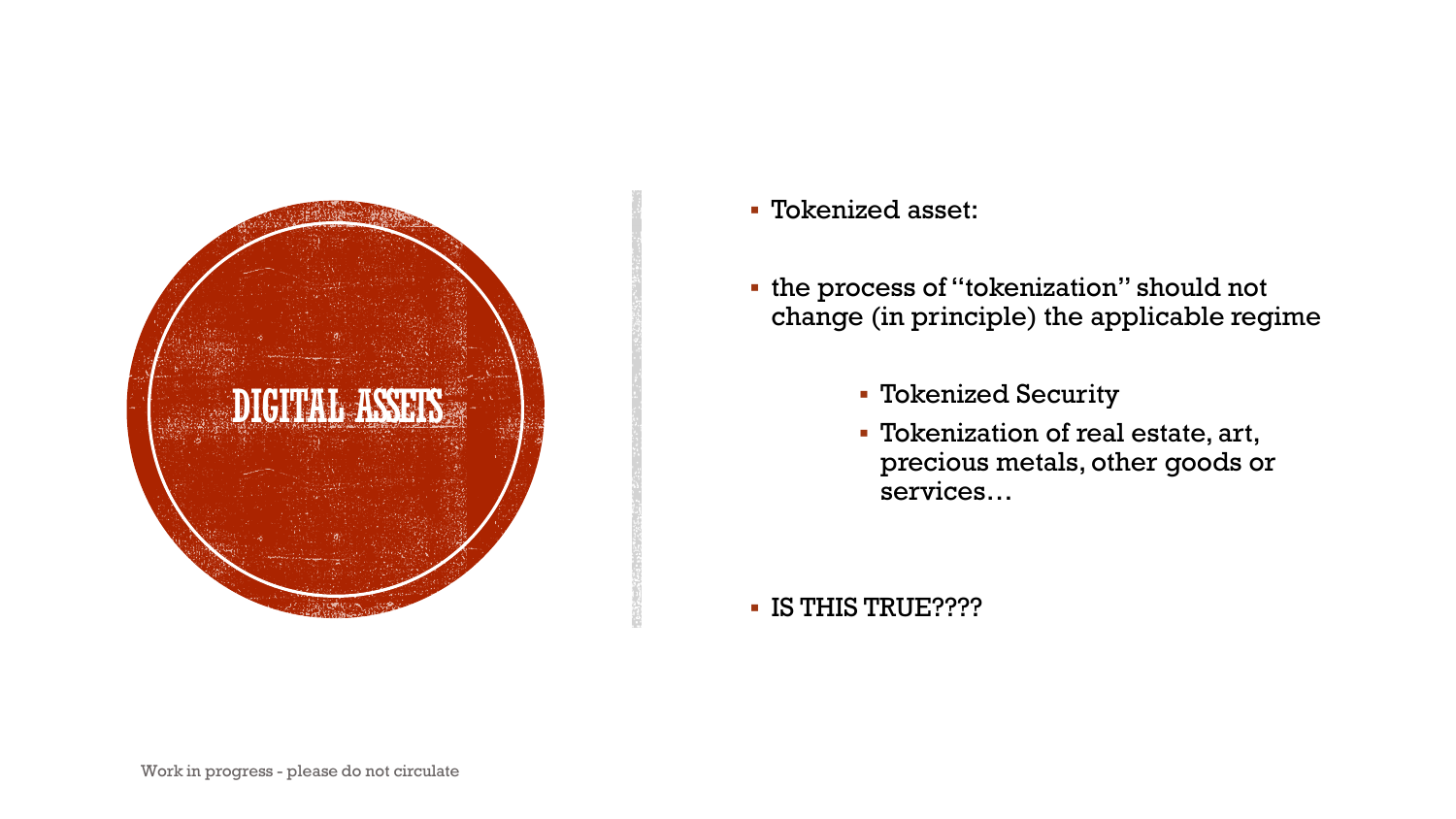# DIGITAL ASSETS

- Tokenized asset:
- the process of "tokenization" should not change (in principle) the applicable regime
  - Tokenized Security
  - Tokenization of real estate, art, precious metals, other goods or services…
- IS THIS TRUE????

Work in progress - please do not circulate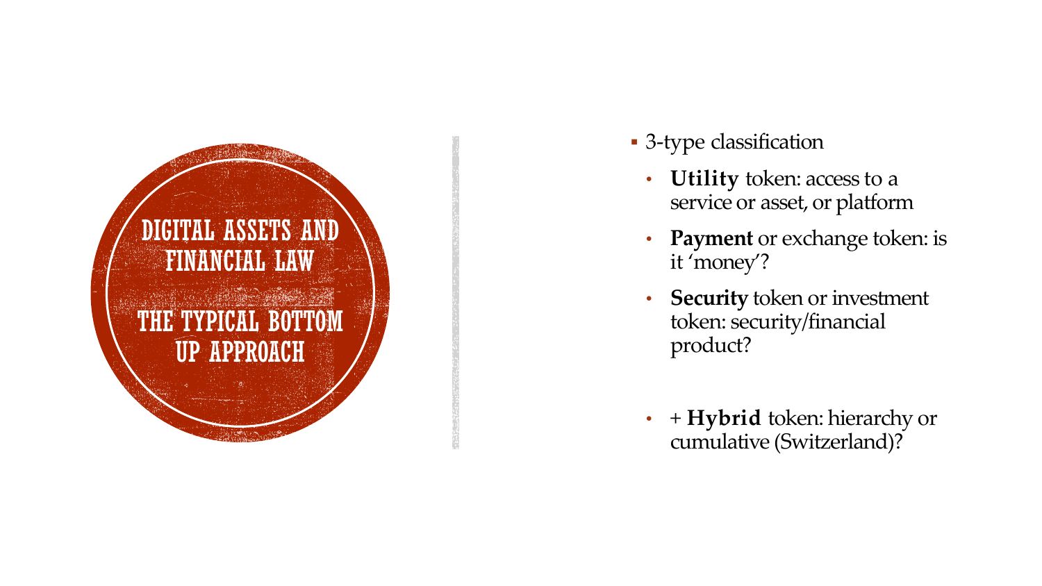# DIGITAL ASSETS AND FINANCIAL LAW

## THE TYPICAL BOTTOM UP APPROACH

- 3-type classification
  - **Utility** token: access to a service or asset, or platform
  - **Payment** or exchange token: is it 'money'?
  - **Security** token or investment token: security/financial product?
  - + **Hybrid** token: hierarchy or cumulative (Switzerland)?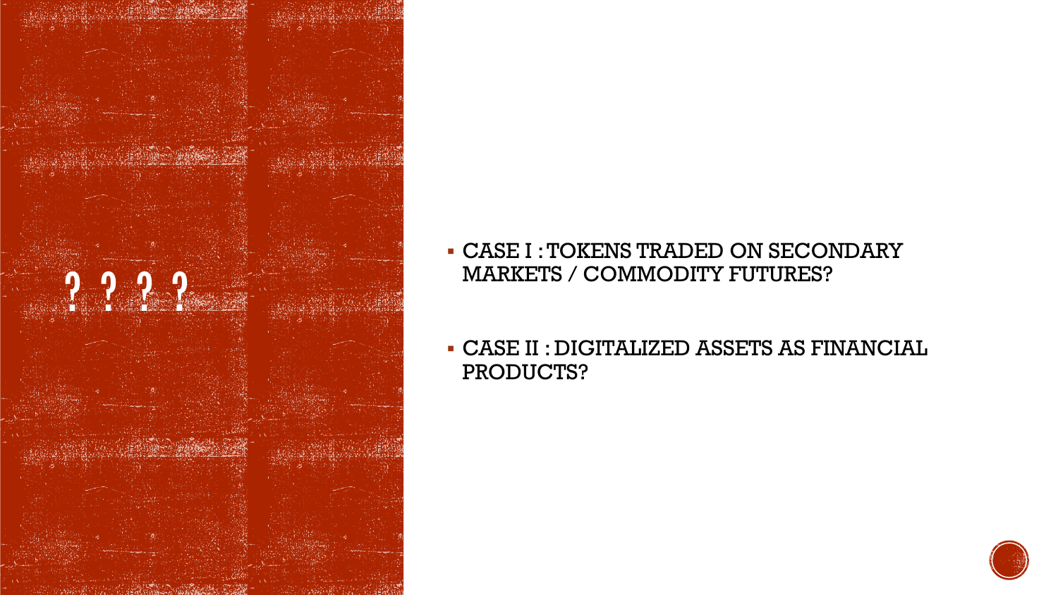# ? ? ? ?

- CASE I : TOKENS TRADED ON SECONDARY MARKETS / COMMODITY FUTURES?
- CASE II : DIGITALIZED ASSETS AS FINANCIAL PRODUCTS?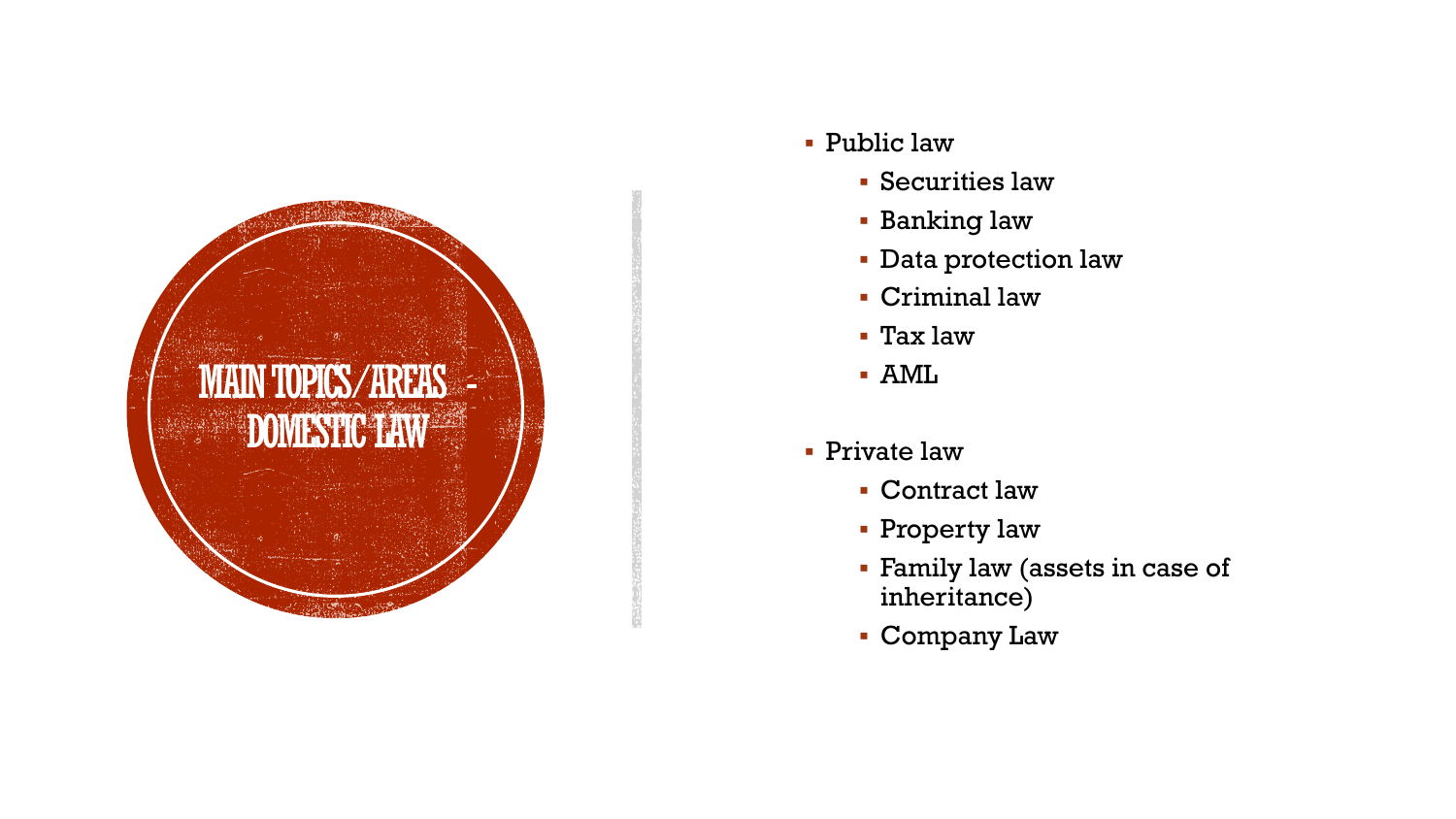# MAIN TOPICS/AREAS - DOMESTIC LAW

- Public law
  - Securities law
  - Banking law
  - Data protection law
  - Criminal law
  - Tax law
  - AML

- Private law
  - Contract law
  - Property law
  - Family law (assets in case of inheritance)
  - Company Law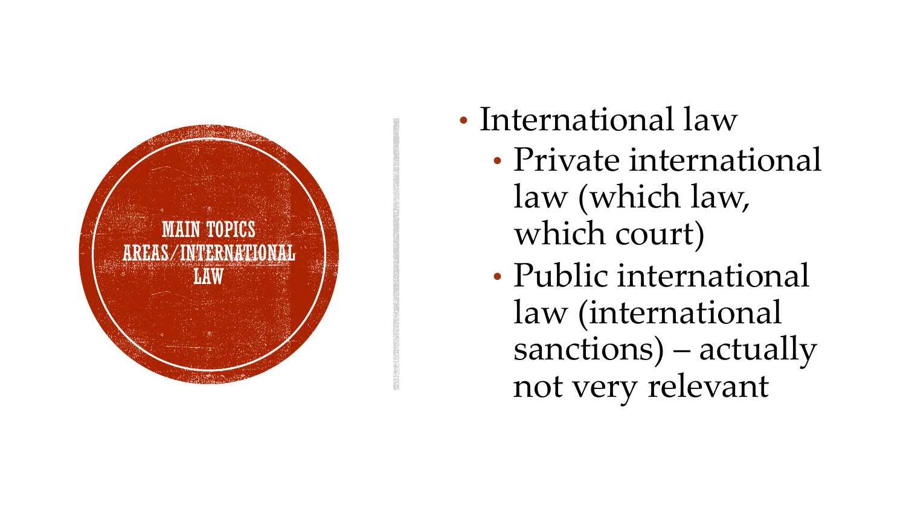# MAIN TOPICS AREAS/INTERNATIONAL LAW

- International law
  - Private international law (which law, which court)
  - Public international law (international sanctions) – actually not very relevant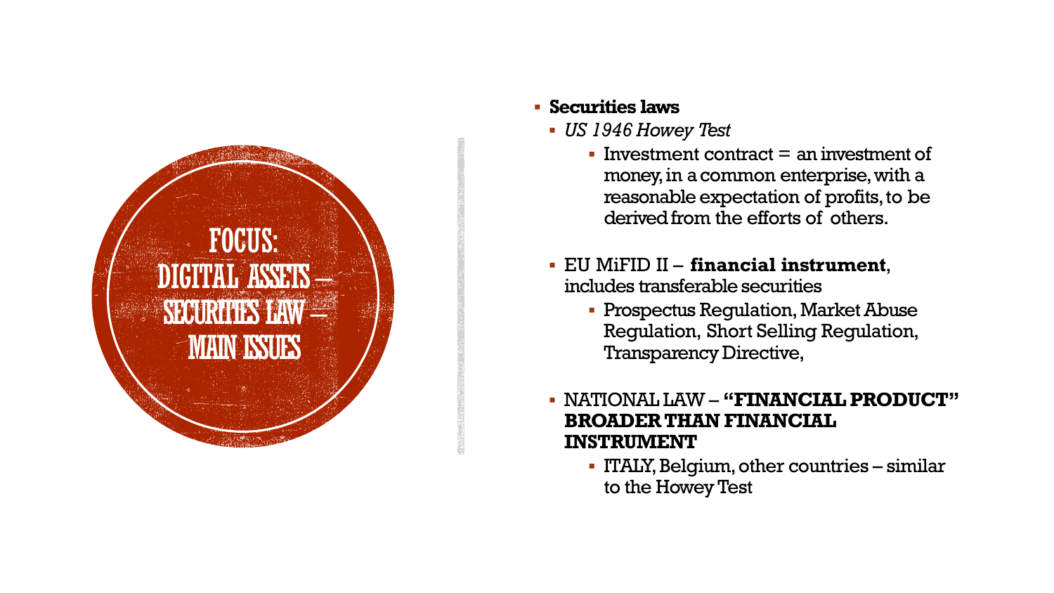# FOCUS: DIGITAL ASSETS – SECURITIES LAW – MAIN ISSUES

- **Securities laws**
  - *US 1946 Howey Test*
    - Investment contract = an investment of money, in a common enterprise, with a reasonable expectation of profits, to be derived from the efforts of others.
  - EU MiFID II – **financial instrument**, includes transferable securities
    - Prospectus Regulation, Market Abuse Regulation, Short Selling Regulation, Transparency Directive,
  - NATIONAL LAW – **"FINANCIAL PRODUCT" BROADER THAN FINANCIAL INSTRUMENT**
    - ITALY, Belgium, other countries – similar to the Howey Test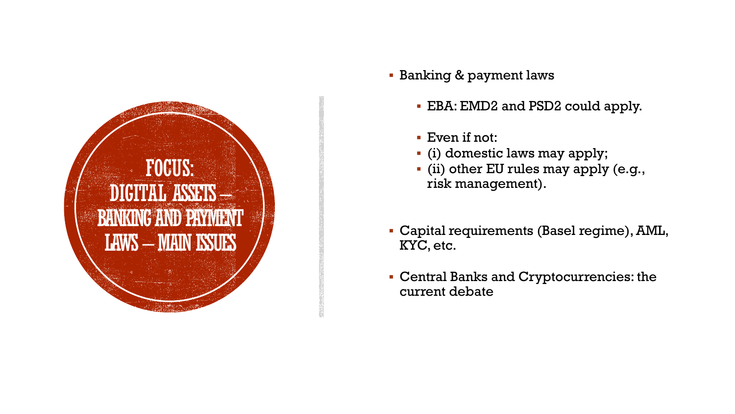# FOCUS: DIGITAL ASSETS – BANKING AND PAYMENT LAWS – MAIN ISSUES

- Banking & payment laws
  - EBA: EMD2 and PSD2 could apply.
  - Even if not:
  - (i) domestic laws may apply;
  - (ii) other EU rules may apply (e.g., risk management).
- Capital requirements (Basel regime), AML, KYC, etc.
- Central Banks and Cryptocurrencies: the current debate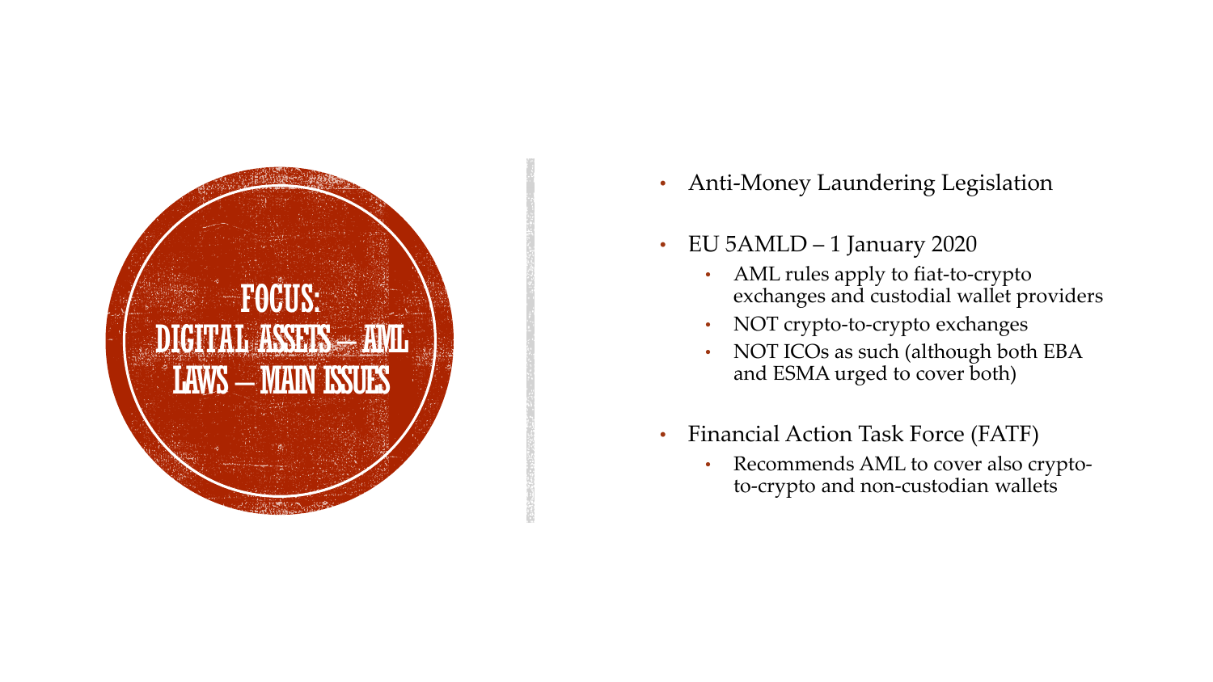# Focus: Digital Assets – AML Laws – Main Issues

- Anti-Money Laundering Legislation
- EU 5AMLD – 1 January 2020
  - AML rules apply to fiat-to-crypto exchanges and custodial wallet providers
  - NOT crypto-to-crypto exchanges
  - NOT ICOs as such (although both EBA and ESMA urged to cover both)
- Financial Action Task Force (FATF)
  - Recommends AML to cover also crypto-to-crypto and non-custodian wallets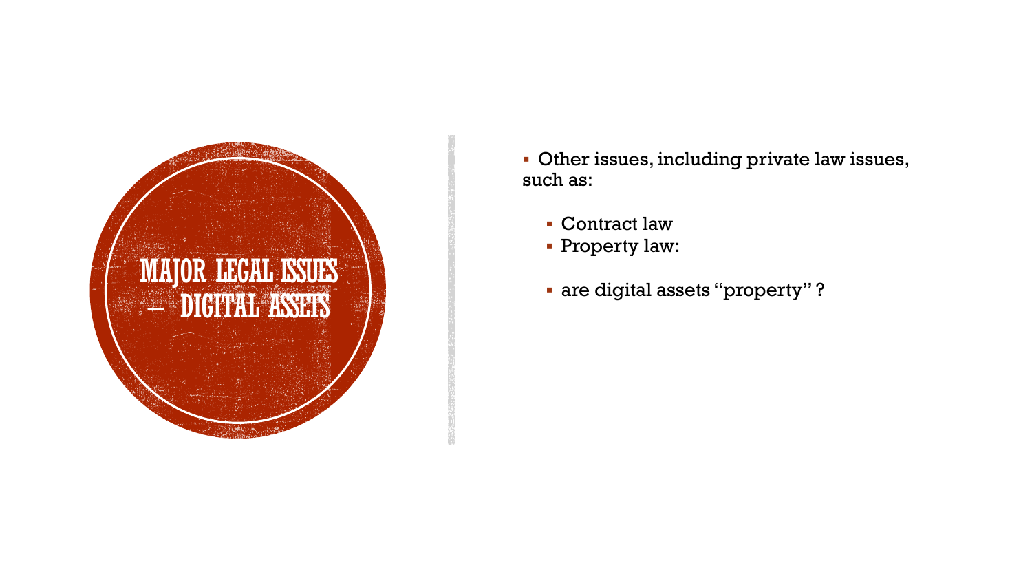# MAJOR LEGAL ISSUES – DIGITAL ASSETS

- Other issues, including private law issues, such as:
  - Contract law
  - Property law:
  - are digital assets "property"?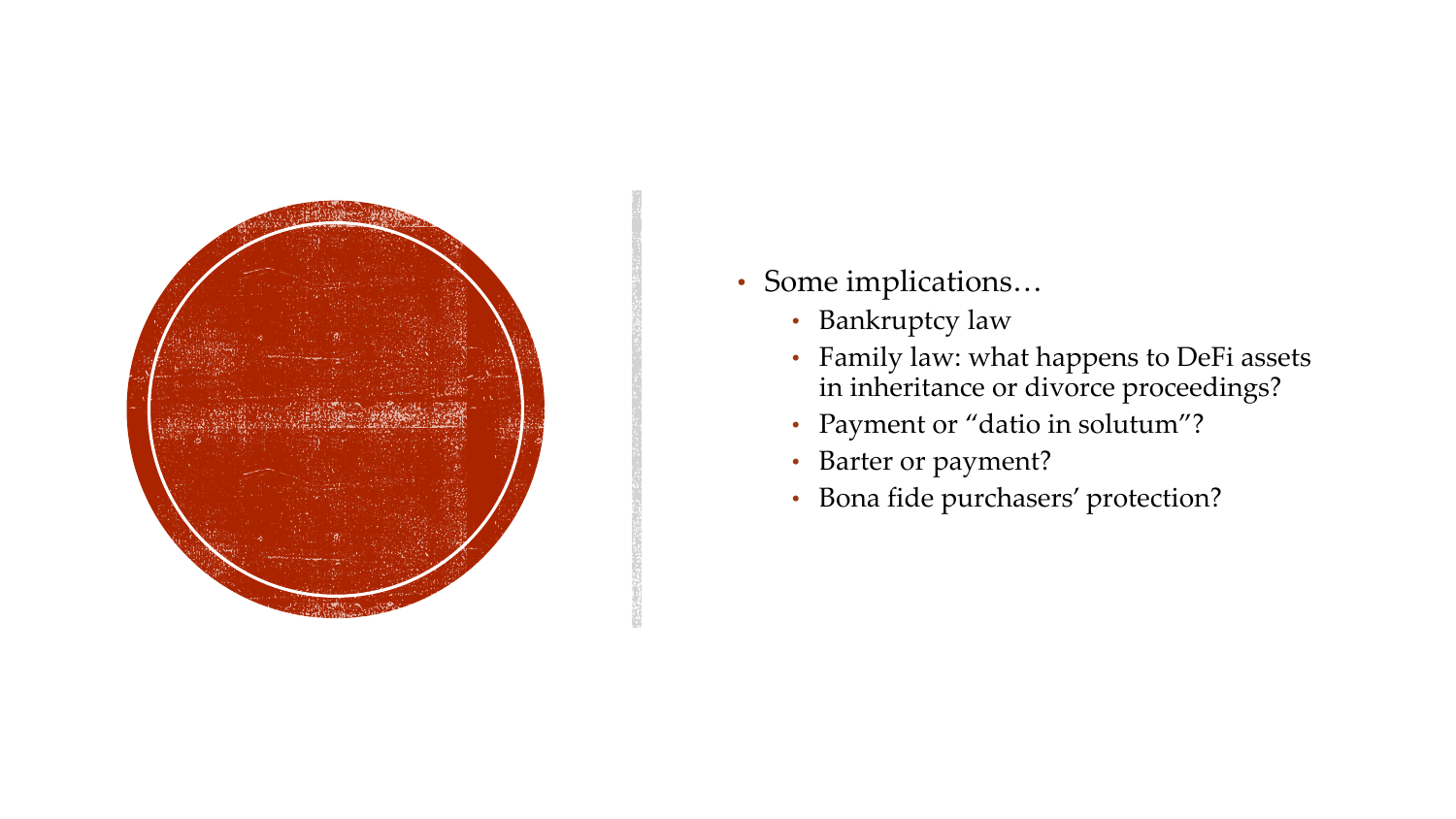- Some implications…
  - Bankruptcy law
  - Family law: what happens to DeFi assets in inheritance or divorce proceedings?
  - Payment or “datio in solutum”?
  - Barter or payment?
  - Bona fide purchasers’ protection?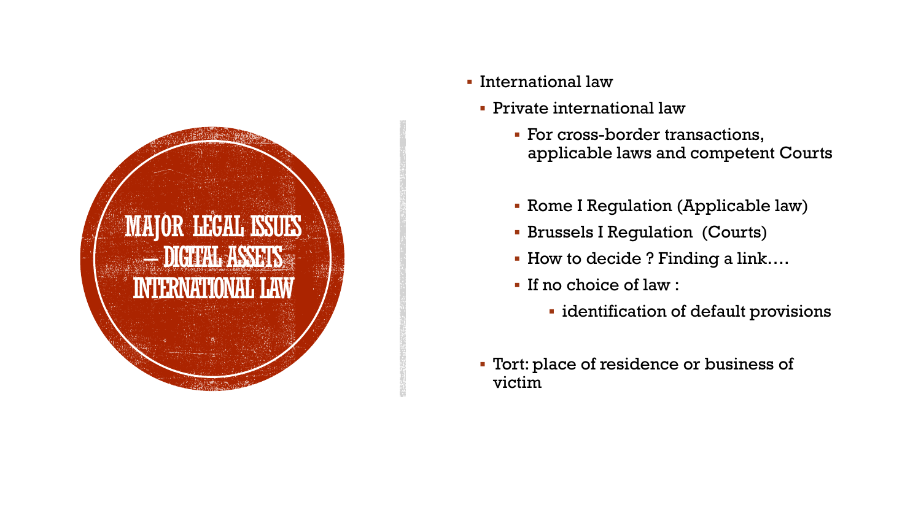# MAJOR LEGAL ISSUES – DIGITAL ASSETS INTERNATIONAL LAW

- International law
  - Private international law
    - For cross-border transactions, applicable laws and competent Courts
    - Rome I Regulation (Applicable law)
    - Brussels I Regulation (Courts)
    - How to decide ? Finding a link….
    - If no choice of law :
      - identification of default provisions
  - Tort: place of residence or business of victim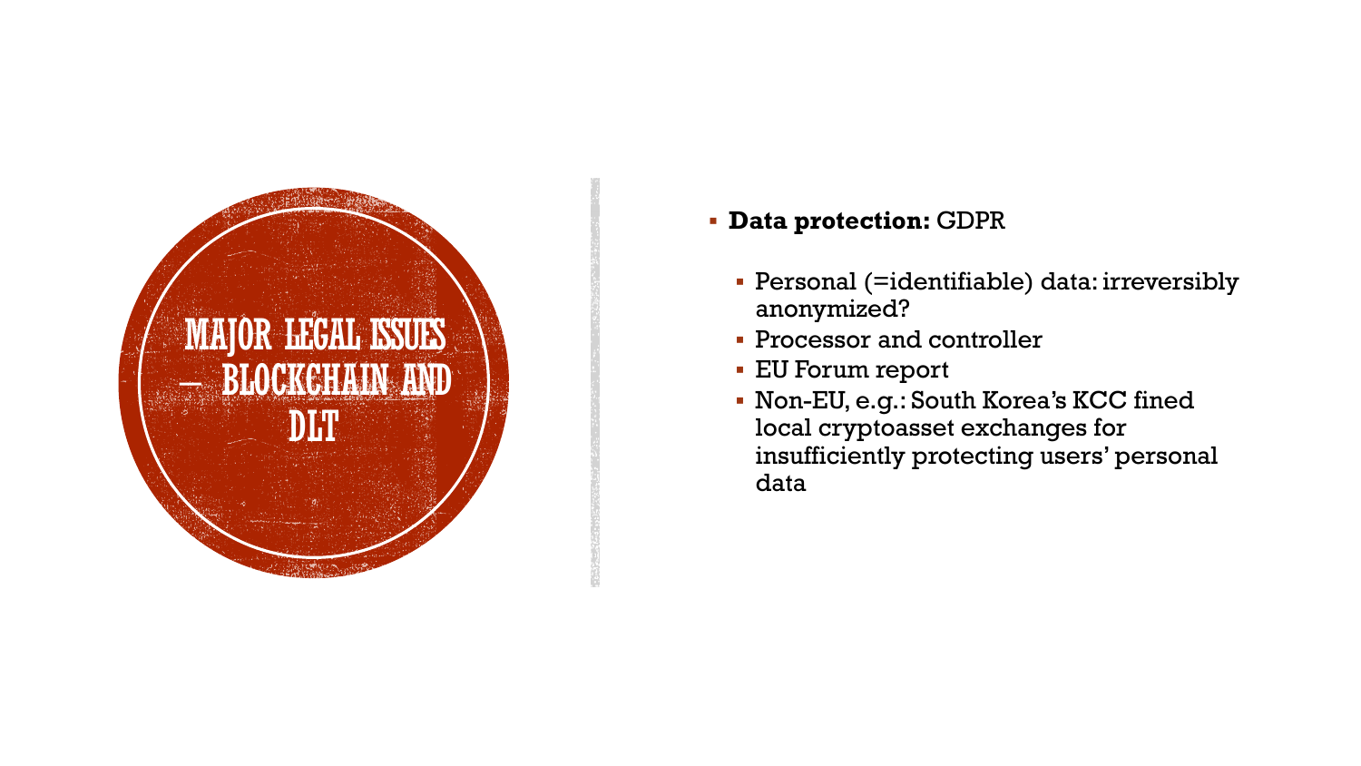# MAJOR LEGAL ISSUES – BLOCKCHAIN AND DLT

- **Data protection:** GDPR
  - Personal (=identifiable) data: irreversibly anonymized?
  - Processor and controller
  - EU Forum report
  - Non-EU, e.g.: South Korea's KCC fined local cryptoasset exchanges for insufficiently protecting users' personal data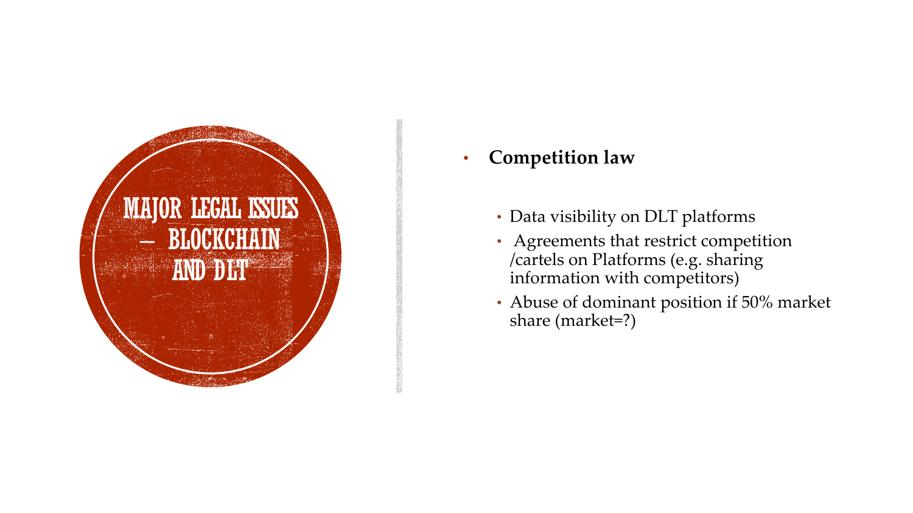# MAJOR LEGAL ISSUES – BLOCKCHAIN AND DLT

- **Competition law**
  - Data visibility on DLT platforms
  - Agreements that restrict competition /cartels on Platforms (e.g. sharing information with competitors)
  - Abuse of dominant position if 50% market share (market=?)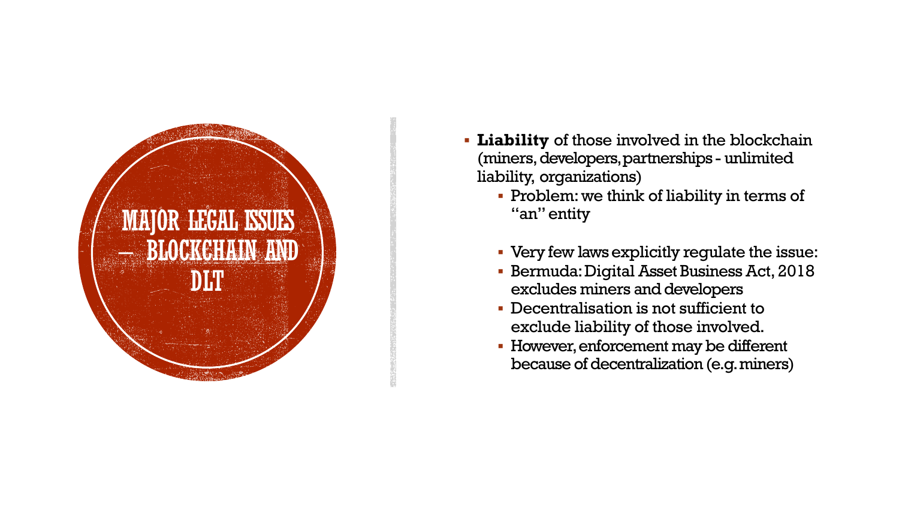# MAJOR LEGAL ISSUES – BLOCKCHAIN AND DLT

- **Liability** of those involved in the blockchain (miners, developers, partnerships - unlimited liability, organizations)
  - Problem: we think of liability in terms of "an" entity
  - Very few laws explicitly regulate the issue:
  - Bermuda: Digital Asset Business Act, 2018 excludes miners and developers
  - Decentralisation is not sufficient to exclude liability of those involved.
  - However, enforcement may be different because of decentralization (e.g. miners)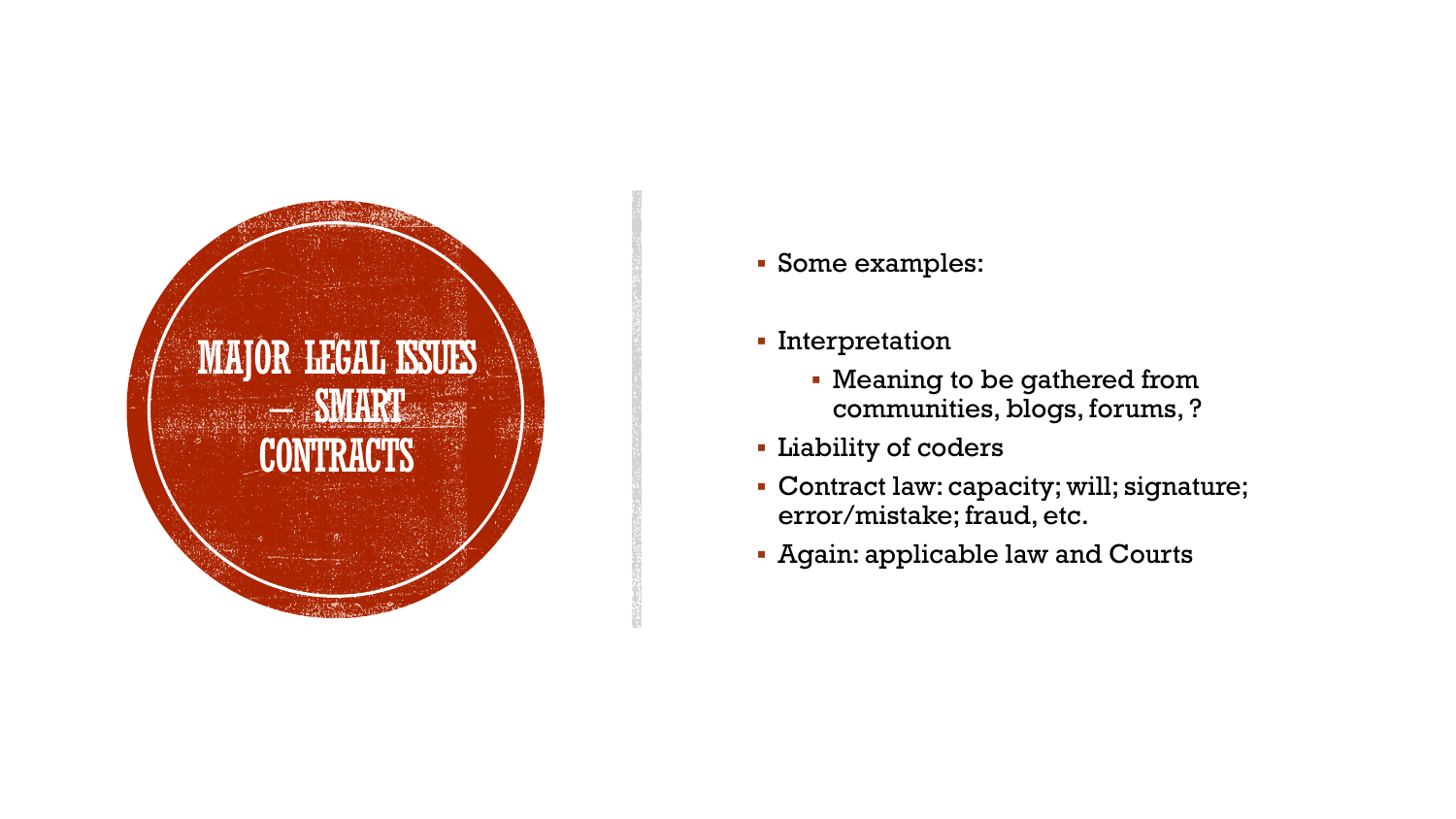# MAJOR LEGAL ISSUES – SMART CONTRACTS

- Some examples:

- Interpretation
  - Meaning to be gathered from communities, blogs, forums, ?
- Liability of coders
- Contract law: capacity; will; signature; error/mistake; fraud, etc.
- Again: applicable law and Courts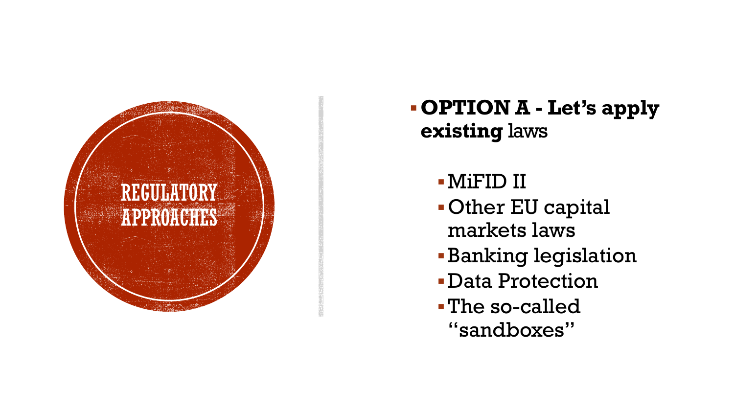# REGULATORY APPROACHES

- **OPTION A - Let's apply existing** laws
  - MiFID II
  - Other EU capital markets laws
  - Banking legislation
  - Data Protection
  - The so-called "sandboxes"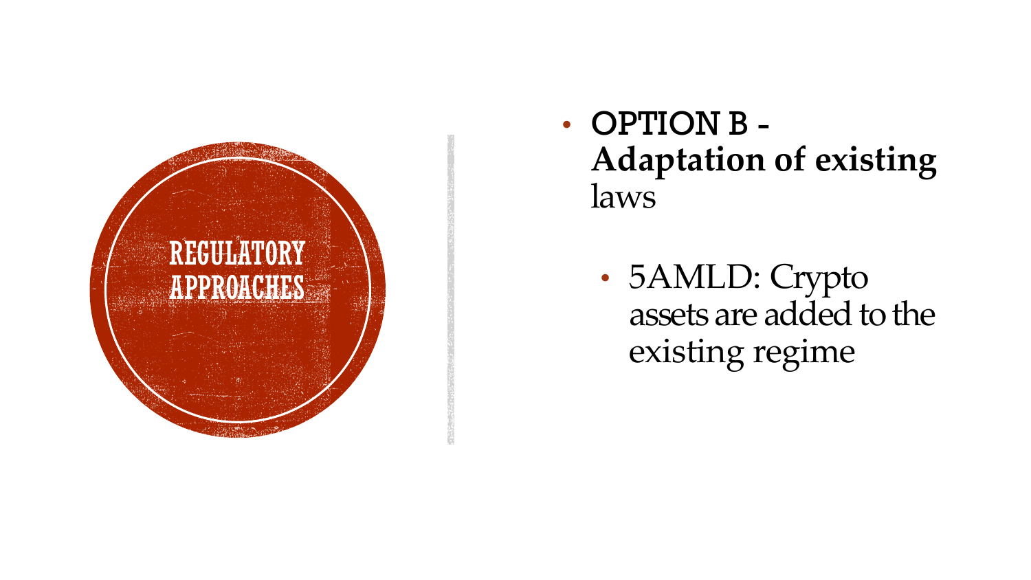# REGULATORY APPROACHES

- **OPTION B - Adaptation of existing** laws
  - 5AMLD: Crypto assets are added to the existing regime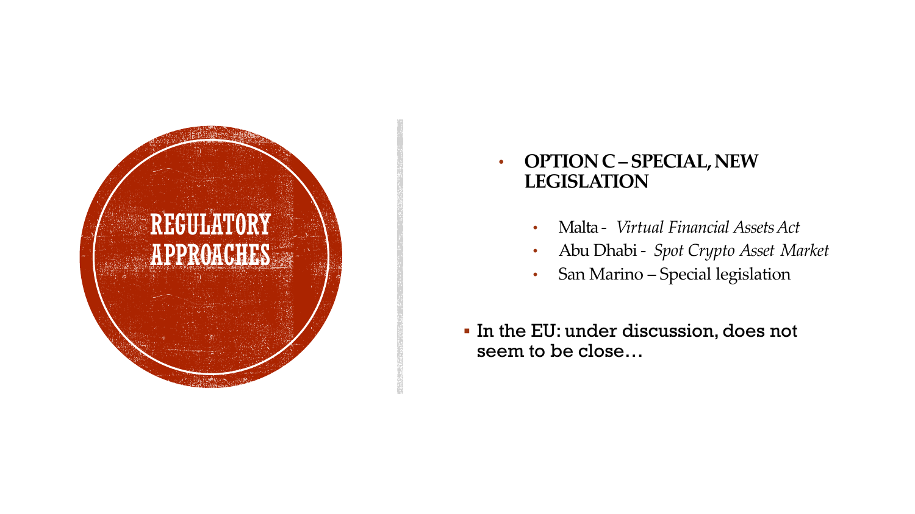# REGULATORY APPROACHES

- **OPTION C – SPECIAL, NEW LEGISLATION**
  - Malta - *Virtual Financial Assets Act*
  - Abu Dhabi - *Spot Crypto Asset Market*
  - San Marino – Special legislation

- In the EU: under discussion, does not seem to be close…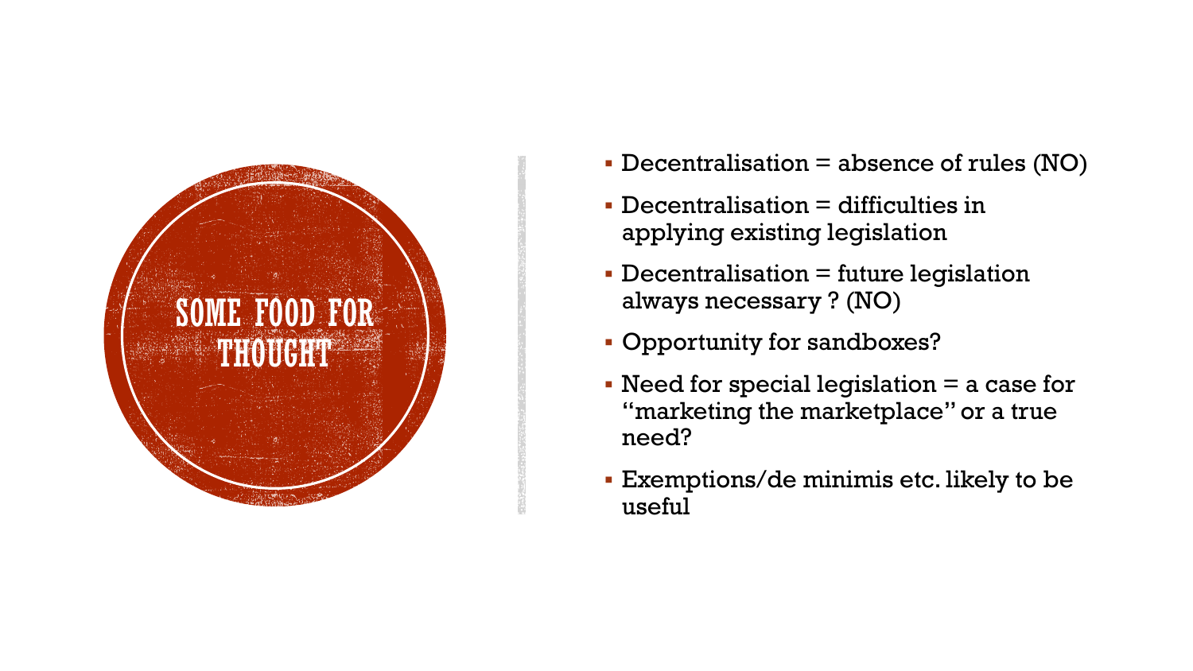# SOME FOOD FOR THOUGHT

- Decentralisation = absence of rules (NO)
- Decentralisation = difficulties in applying existing legislation
- Decentralisation = future legislation always necessary ? (NO)
- Opportunity for sandboxes?
- Need for special legislation = a case for "marketing the marketplace" or a true need?
- Exemptions/de minimis etc. likely to be useful